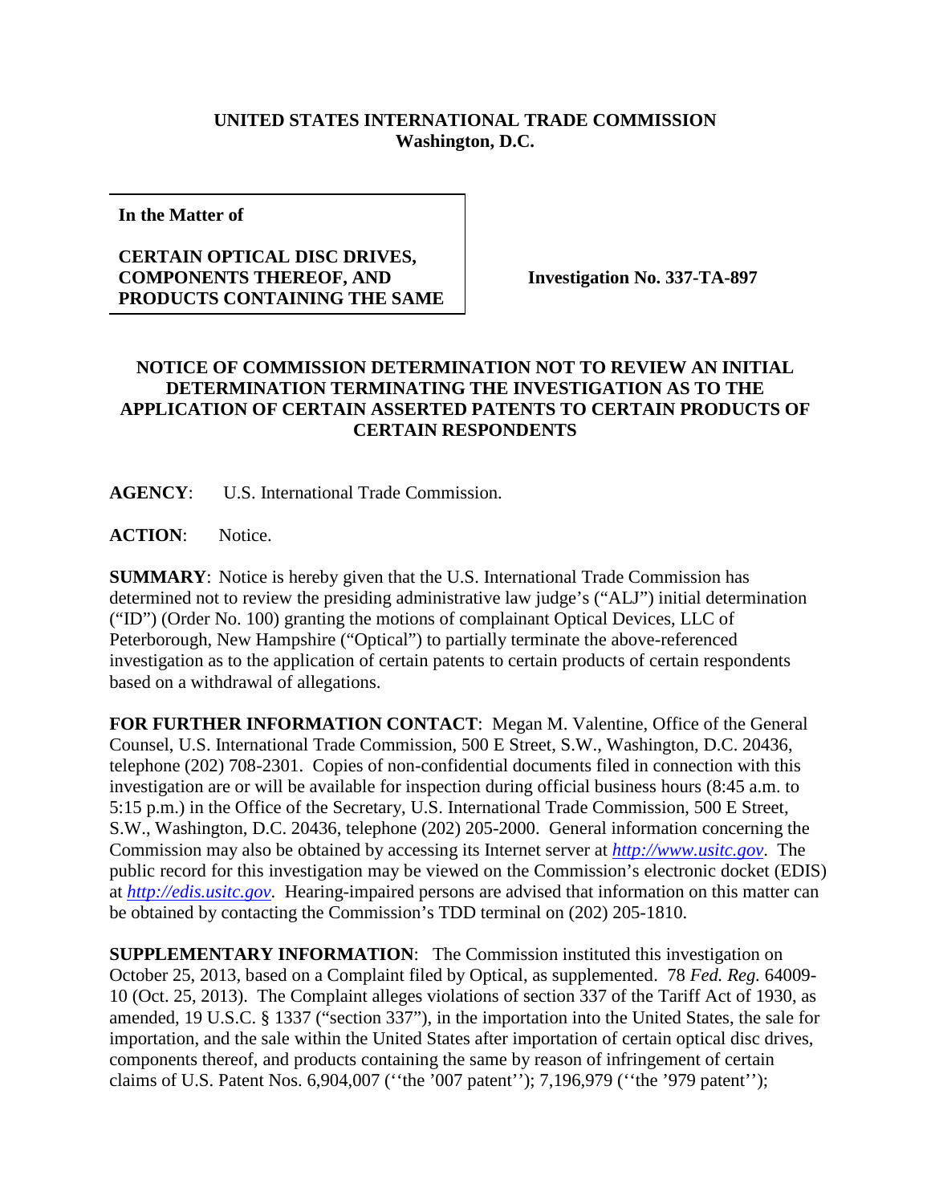**UNITED STATES INTERNATIONAL TRADE COMMISSION**
**Washington, D.C.**

| **In the Matter of** **CERTAIN OPTICAL DISC DRIVES, COMPONENTS THEREOF, AND PRODUCTS CONTAINING THE SAME** | **Investigation No. 337-TA-897** |
|---|---|

**NOTICE OF COMMISSION DETERMINATION NOT TO REVIEW AN INITIAL DETERMINATION TERMINATING THE INVESTIGATION AS TO THE APPLICATION OF CERTAIN ASSERTED PATENTS TO CERTAIN PRODUCTS OF CERTAIN RESPONDENTS**

**AGENCY**: U.S. International Trade Commission.

**ACTION**: Notice.

**SUMMARY**: Notice is hereby given that the U.S. International Trade Commission has determined not to review the presiding administrative law judge's ("ALJ") initial determination ("ID") (Order No. 100) granting the motions of complainant Optical Devices, LLC of Peterborough, New Hampshire ("Optical") to partially terminate the above-referenced investigation as to the application of certain patents to certain products of certain respondents based on a withdrawal of allegations.

**FOR FURTHER INFORMATION CONTACT**: Megan M. Valentine, Office of the General Counsel, U.S. International Trade Commission, 500 E Street, S.W., Washington, D.C. 20436, telephone (202) 708-2301. Copies of non-confidential documents filed in connection with this investigation are or will be available for inspection during official business hours (8:45 a.m. to 5:15 p.m.) in the Office of the Secretary, U.S. International Trade Commission, 500 E Street, S.W., Washington, D.C. 20436, telephone (202) 205-2000. General information concerning the Commission may also be obtained by accessing its Internet server at *http://www.usitc.gov*. The public record for this investigation may be viewed on the Commission's electronic docket (EDIS) at *http://edis.usitc.gov*. Hearing-impaired persons are advised that information on this matter can be obtained by contacting the Commission's TDD terminal on (202) 205-1810.

**SUPPLEMENTARY INFORMATION**: The Commission instituted this investigation on October 25, 2013, based on a Complaint filed by Optical, as supplemented. 78 *Fed. Reg.* 64009-10 (Oct. 25, 2013). The Complaint alleges violations of section 337 of the Tariff Act of 1930, as amended, 19 U.S.C. § 1337 ("section 337"), in the importation into the United States, the sale for importation, and the sale within the United States after importation of certain optical disc drives, components thereof, and products containing the same by reason of infringement of certain claims of U.S. Patent Nos. 6,904,007 (''the '007 patent''); 7,196,979 (''the '979 patent'');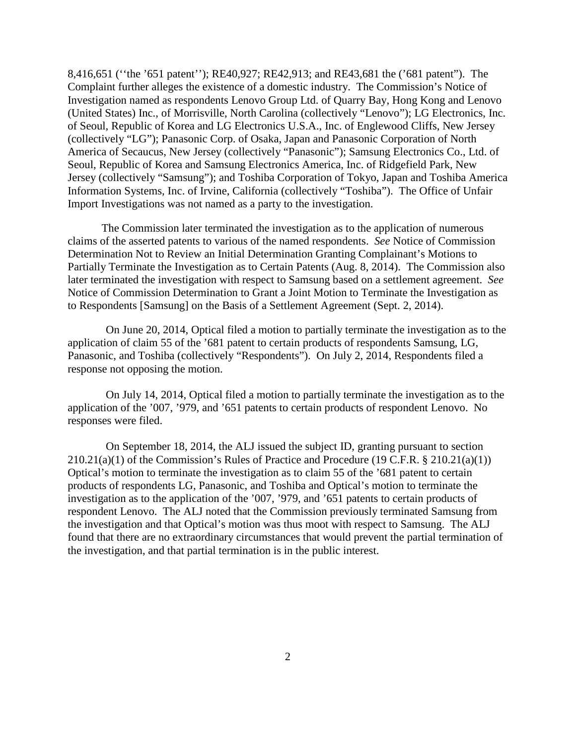8,416,651 (''the '651 patent''); RE40,927; RE42,913; and RE43,681 the ('681 patent"). The Complaint further alleges the existence of a domestic industry. The Commission's Notice of Investigation named as respondents Lenovo Group Ltd. of Quarry Bay, Hong Kong and Lenovo (United States) Inc., of Morrisville, North Carolina (collectively "Lenovo"); LG Electronics, Inc. of Seoul, Republic of Korea and LG Electronics U.S.A., Inc. of Englewood Cliffs, New Jersey (collectively "LG"); Panasonic Corp. of Osaka, Japan and Panasonic Corporation of North America of Secaucus, New Jersey (collectively "Panasonic"); Samsung Electronics Co., Ltd. of Seoul, Republic of Korea and Samsung Electronics America, Inc. of Ridgefield Park, New Jersey (collectively "Samsung"); and Toshiba Corporation of Tokyo, Japan and Toshiba America Information Systems, Inc. of Irvine, California (collectively "Toshiba"). The Office of Unfair Import Investigations was not named as a party to the investigation.

The Commission later terminated the investigation as to the application of numerous claims of the asserted patents to various of the named respondents. *See* Notice of Commission Determination Not to Review an Initial Determination Granting Complainant's Motions to Partially Terminate the Investigation as to Certain Patents (Aug. 8, 2014). The Commission also later terminated the investigation with respect to Samsung based on a settlement agreement. *See* Notice of Commission Determination to Grant a Joint Motion to Terminate the Investigation as to Respondents [Samsung] on the Basis of a Settlement Agreement (Sept. 2, 2014).

On June 20, 2014, Optical filed a motion to partially terminate the investigation as to the application of claim 55 of the '681 patent to certain products of respondents Samsung, LG, Panasonic, and Toshiba (collectively "Respondents"). On July 2, 2014, Respondents filed a response not opposing the motion.

On July 14, 2014, Optical filed a motion to partially terminate the investigation as to the application of the '007, '979, and '651 patents to certain products of respondent Lenovo. No responses were filed.

On September 18, 2014, the ALJ issued the subject ID, granting pursuant to section 210.21(a)(1) of the Commission's Rules of Practice and Procedure (19 C.F.R. § 210.21(a)(1)) Optical's motion to terminate the investigation as to claim 55 of the '681 patent to certain products of respondents LG, Panasonic, and Toshiba and Optical's motion to terminate the investigation as to the application of the '007, '979, and '651 patents to certain products of respondent Lenovo. The ALJ noted that the Commission previously terminated Samsung from the investigation and that Optical's motion was thus moot with respect to Samsung. The ALJ found that there are no extraordinary circumstances that would prevent the partial termination of the investigation, and that partial termination is in the public interest.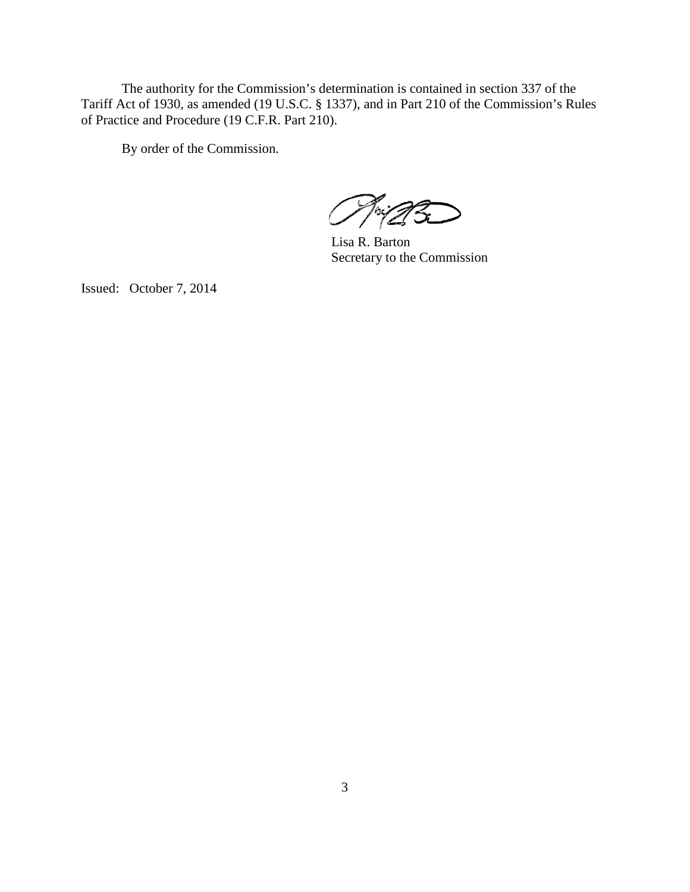The authority for the Commission's determination is contained in section 337 of the Tariff Act of 1930, as amended (19 U.S.C. § 1337), and in Part 210 of the Commission's Rules of Practice and Procedure (19 C.F.R. Part 210).

By order of the Commission.

Lisa R. Barton
Secretary to the Commission

Issued: October 7, 2014